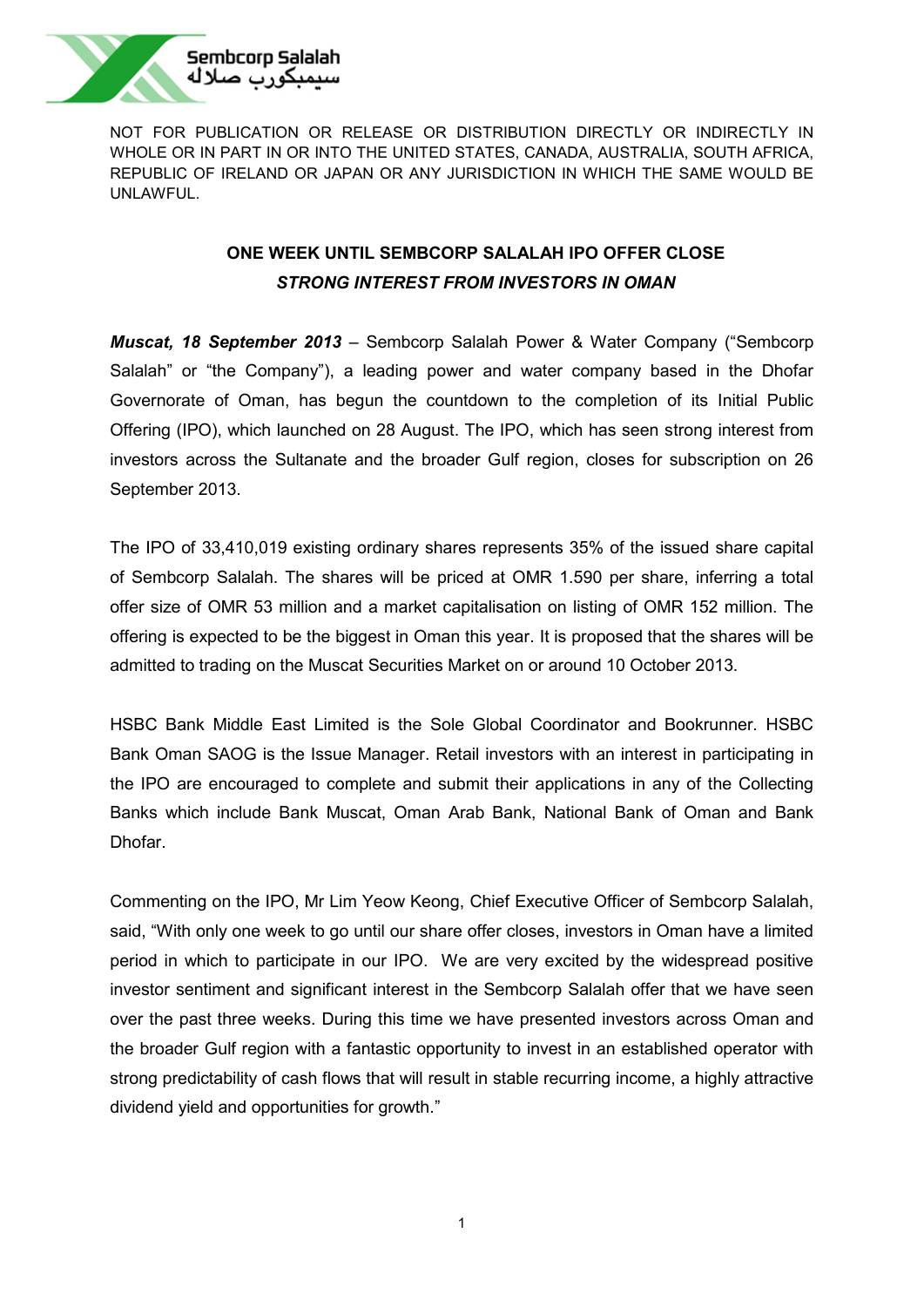NOT FOR PUBLICATION OR RELEASE OR DISTRIBUTION DIRECTLY OR INDIRECTLY IN WHOLE OR IN PART IN OR INTO THE UNITED STATES, CANADA, AUSTRALIA, SOUTH AFRICA, REPUBLIC OF IRELAND OR JAPAN OR ANY JURISDICTION IN WHICH THE SAME WOULD BE UNLAWFUL.

# ONE WEEK UNTIL SEMBCORP SALALAH IPO OFFER CLOSE

## *STRONG INTEREST FROM INVESTORS IN OMAN*

***Muscat, 18 September 2013*** – Sembcorp Salalah Power & Water Company ("Sembcorp Salalah" or "the Company"), a leading power and water company based in the Dhofar Governorate of Oman, has begun the countdown to the completion of its Initial Public Offering (IPO), which launched on 28 August. The IPO, which has seen strong interest from investors across the Sultanate and the broader Gulf region, closes for subscription on 26 September 2013.

The IPO of 33,410,019 existing ordinary shares represents 35% of the issued share capital of Sembcorp Salalah. The shares will be priced at OMR 1.590 per share, inferring a total offer size of OMR 53 million and a market capitalisation on listing of OMR 152 million. The offering is expected to be the biggest in Oman this year. It is proposed that the shares will be admitted to trading on the Muscat Securities Market on or around 10 October 2013.

HSBC Bank Middle East Limited is the Sole Global Coordinator and Bookrunner. HSBC Bank Oman SAOG is the Issue Manager. Retail investors with an interest in participating in the IPO are encouraged to complete and submit their applications in any of the Collecting Banks which include Bank Muscat, Oman Arab Bank, National Bank of Oman and Bank Dhofar.

Commenting on the IPO, Mr Lim Yeow Keong, Chief Executive Officer of Sembcorp Salalah, said, "With only one week to go until our share offer closes, investors in Oman have a limited period in which to participate in our IPO. We are very excited by the widespread positive investor sentiment and significant interest in the Sembcorp Salalah offer that we have seen over the past three weeks. During this time we have presented investors across Oman and the broader Gulf region with a fantastic opportunity to invest in an established operator with strong predictability of cash flows that will result in stable recurring income, a highly attractive dividend yield and opportunities for growth."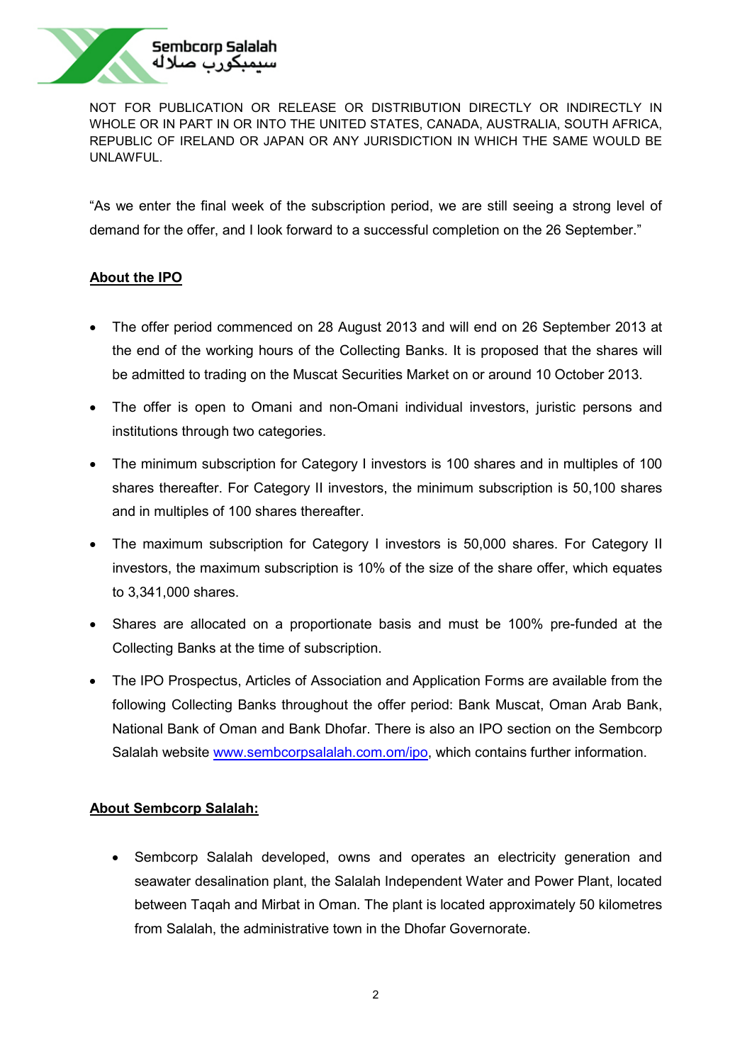NOT FOR PUBLICATION OR RELEASE OR DISTRIBUTION DIRECTLY OR INDIRECTLY IN WHOLE OR IN PART IN OR INTO THE UNITED STATES, CANADA, AUSTRALIA, SOUTH AFRICA, REPUBLIC OF IRELAND OR JAPAN OR ANY JURISDICTION IN WHICH THE SAME WOULD BE UNLAWFUL.

"As we enter the final week of the subscription period, we are still seeing a strong level of demand for the offer, and I look forward to a successful completion on the 26 September."

## About the IPO

- The offer period commenced on 28 August 2013 and will end on 26 September 2013 at the end of the working hours of the Collecting Banks. It is proposed that the shares will be admitted to trading on the Muscat Securities Market on or around 10 October 2013.
- The offer is open to Omani and non-Omani individual investors, juristic persons and institutions through two categories.
- The minimum subscription for Category I investors is 100 shares and in multiples of 100 shares thereafter. For Category II investors, the minimum subscription is 50,100 shares and in multiples of 100 shares thereafter.
- The maximum subscription for Category I investors is 50,000 shares. For Category II investors, the maximum subscription is 10% of the size of the share offer, which equates to 3,341,000 shares.
- Shares are allocated on a proportionate basis and must be 100% pre-funded at the Collecting Banks at the time of subscription.
- The IPO Prospectus, Articles of Association and Application Forms are available from the following Collecting Banks throughout the offer period: Bank Muscat, Oman Arab Bank, National Bank of Oman and Bank Dhofar. There is also an IPO section on the Sembcorp Salalah website www.sembcorpsalalah.com.om/ipo, which contains further information.

## About Sembcorp Salalah:

- Sembcorp Salalah developed, owns and operates an electricity generation and seawater desalination plant, the Salalah Independent Water and Power Plant, located between Taqah and Mirbat in Oman. The plant is located approximately 50 kilometres from Salalah, the administrative town in the Dhofar Governorate.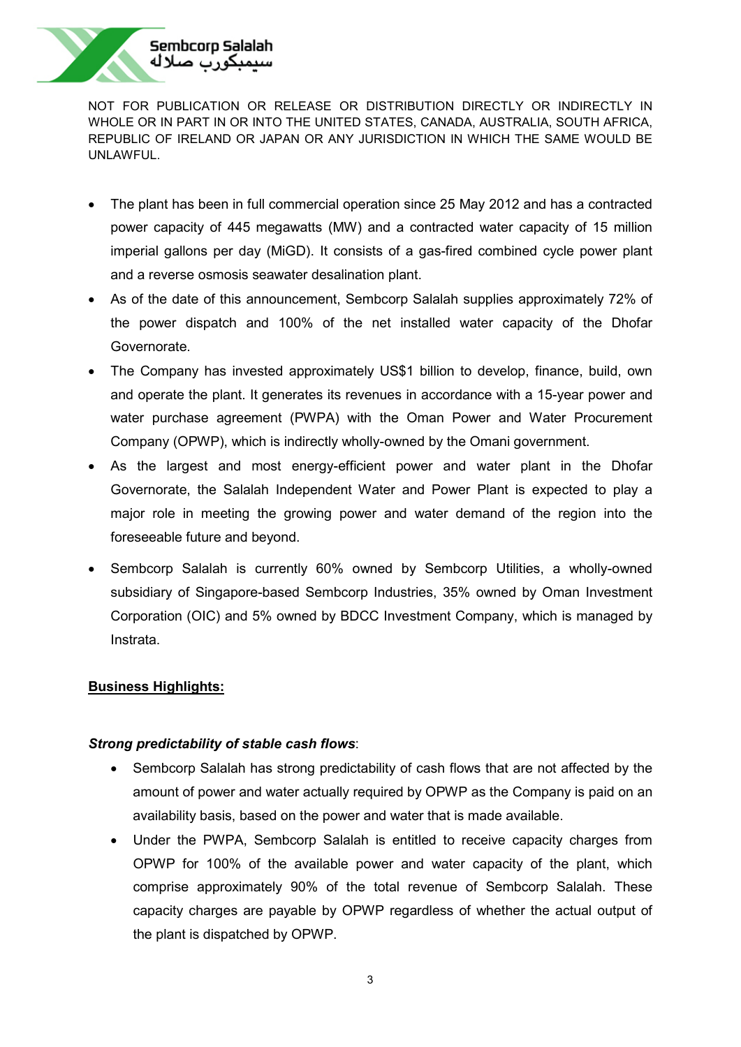NOT FOR PUBLICATION OR RELEASE OR DISTRIBUTION DIRECTLY OR INDIRECTLY IN WHOLE OR IN PART IN OR INTO THE UNITED STATES, CANADA, AUSTRALIA, SOUTH AFRICA, REPUBLIC OF IRELAND OR JAPAN OR ANY JURISDICTION IN WHICH THE SAME WOULD BE UNLAWFUL.

- The plant has been in full commercial operation since 25 May 2012 and has a contracted power capacity of 445 megawatts (MW) and a contracted water capacity of 15 million imperial gallons per day (MiGD). It consists of a gas-fired combined cycle power plant and a reverse osmosis seawater desalination plant.
- As of the date of this announcement, Sembcorp Salalah supplies approximately 72% of the power dispatch and 100% of the net installed water capacity of the Dhofar Governorate.
- The Company has invested approximately US$1 billion to develop, finance, build, own and operate the plant. It generates its revenues in accordance with a 15-year power and water purchase agreement (PWPA) with the Oman Power and Water Procurement Company (OPWP), which is indirectly wholly-owned by the Omani government.
- As the largest and most energy-efficient power and water plant in the Dhofar Governorate, the Salalah Independent Water and Power Plant is expected to play a major role in meeting the growing power and water demand of the region into the foreseeable future and beyond.
- Sembcorp Salalah is currently 60% owned by Sembcorp Utilities, a wholly-owned subsidiary of Singapore-based Sembcorp Industries, 35% owned by Oman Investment Corporation (OIC) and 5% owned by BDCC Investment Company, which is managed by Instrata.

**Business Highlights:**

***Strong predictability of stable cash flows***:

- Sembcorp Salalah has strong predictability of cash flows that are not affected by the amount of power and water actually required by OPWP as the Company is paid on an availability basis, based on the power and water that is made available.
- Under the PWPA, Sembcorp Salalah is entitled to receive capacity charges from OPWP for 100% of the available power and water capacity of the plant, which comprise approximately 90% of the total revenue of Sembcorp Salalah. These capacity charges are payable by OPWP regardless of whether the actual output of the plant is dispatched by OPWP.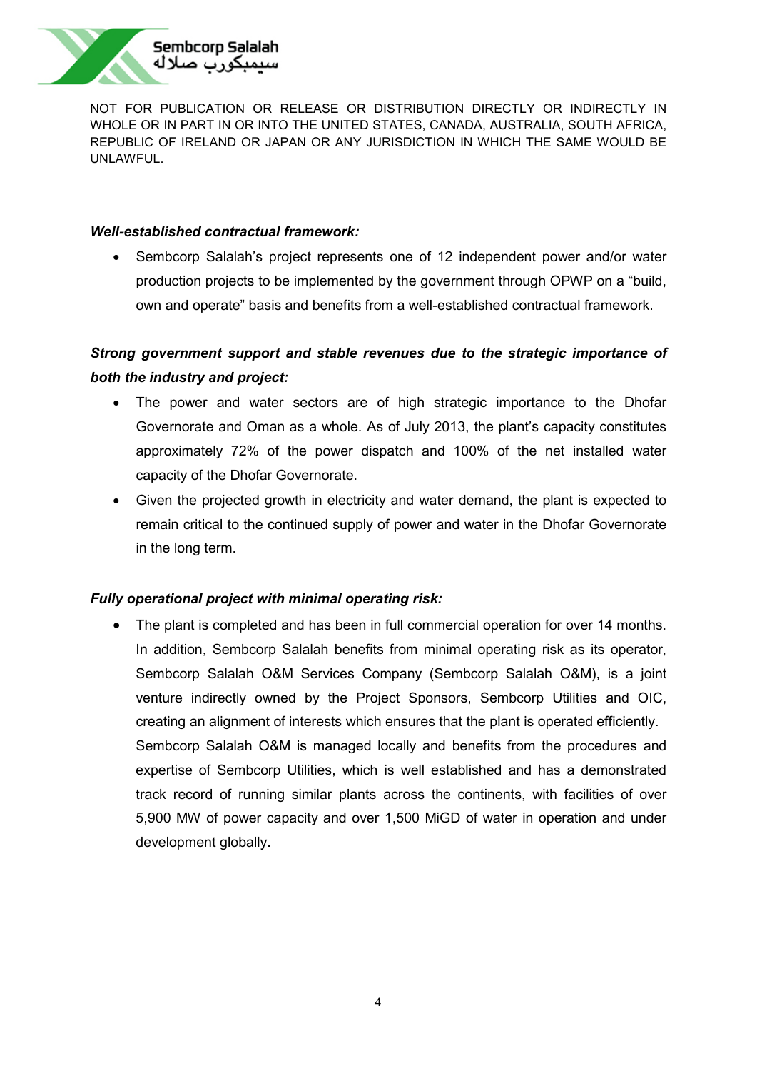NOT FOR PUBLICATION OR RELEASE OR DISTRIBUTION DIRECTLY OR INDIRECTLY IN WHOLE OR IN PART IN OR INTO THE UNITED STATES, CANADA, AUSTRALIA, SOUTH AFRICA, REPUBLIC OF IRELAND OR JAPAN OR ANY JURISDICTION IN WHICH THE SAME WOULD BE UNLAWFUL.

***Well-established contractual framework:***

- Sembcorp Salalah's project represents one of 12 independent power and/or water production projects to be implemented by the government through OPWP on a "build, own and operate" basis and benefits from a well-established contractual framework.

***Strong government support and stable revenues due to the strategic importance of both the industry and project:***

- The power and water sectors are of high strategic importance to the Dhofar Governorate and Oman as a whole. As of July 2013, the plant's capacity constitutes approximately 72% of the power dispatch and 100% of the net installed water capacity of the Dhofar Governorate.
- Given the projected growth in electricity and water demand, the plant is expected to remain critical to the continued supply of power and water in the Dhofar Governorate in the long term.

***Fully operational project with minimal operating risk:***

- The plant is completed and has been in full commercial operation for over 14 months. In addition, Sembcorp Salalah benefits from minimal operating risk as its operator, Sembcorp Salalah O&M Services Company (Sembcorp Salalah O&M), is a joint venture indirectly owned by the Project Sponsors, Sembcorp Utilities and OIC, creating an alignment of interests which ensures that the plant is operated efficiently. Sembcorp Salalah O&M is managed locally and benefits from the procedures and expertise of Sembcorp Utilities, which is well established and has a demonstrated track record of running similar plants across the continents, with facilities of over 5,900 MW of power capacity and over 1,500 MiGD of water in operation and under development globally.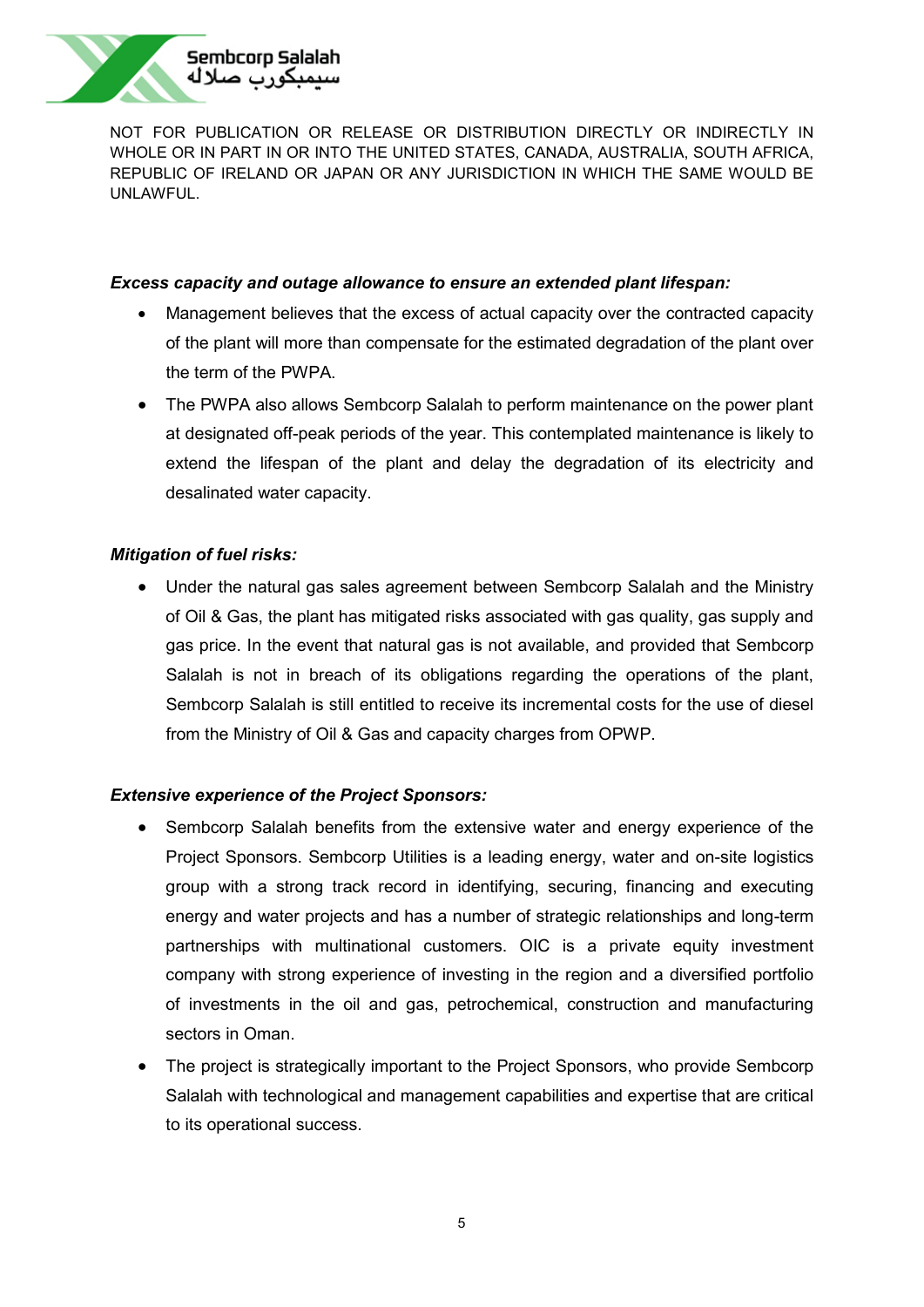NOT FOR PUBLICATION OR RELEASE OR DISTRIBUTION DIRECTLY OR INDIRECTLY IN WHOLE OR IN PART IN OR INTO THE UNITED STATES, CANADA, AUSTRALIA, SOUTH AFRICA, REPUBLIC OF IRELAND OR JAPAN OR ANY JURISDICTION IN WHICH THE SAME WOULD BE UNLAWFUL.

***Excess capacity and outage allowance to ensure an extended plant lifespan:***

- Management believes that the excess of actual capacity over the contracted capacity of the plant will more than compensate for the estimated degradation of the plant over the term of the PWPA.
- The PWPA also allows Sembcorp Salalah to perform maintenance on the power plant at designated off-peak periods of the year. This contemplated maintenance is likely to extend the lifespan of the plant and delay the degradation of its electricity and desalinated water capacity.

***Mitigation of fuel risks:***

- Under the natural gas sales agreement between Sembcorp Salalah and the Ministry of Oil & Gas, the plant has mitigated risks associated with gas quality, gas supply and gas price. In the event that natural gas is not available, and provided that Sembcorp Salalah is not in breach of its obligations regarding the operations of the plant, Sembcorp Salalah is still entitled to receive its incremental costs for the use of diesel from the Ministry of Oil & Gas and capacity charges from OPWP.

***Extensive experience of the Project Sponsors:***

- Sembcorp Salalah benefits from the extensive water and energy experience of the Project Sponsors. Sembcorp Utilities is a leading energy, water and on-site logistics group with a strong track record in identifying, securing, financing and executing energy and water projects and has a number of strategic relationships and long-term partnerships with multinational customers. OIC is a private equity investment company with strong experience of investing in the region and a diversified portfolio of investments in the oil and gas, petrochemical, construction and manufacturing sectors in Oman.
- The project is strategically important to the Project Sponsors, who provide Sembcorp Salalah with technological and management capabilities and expertise that are critical to its operational success.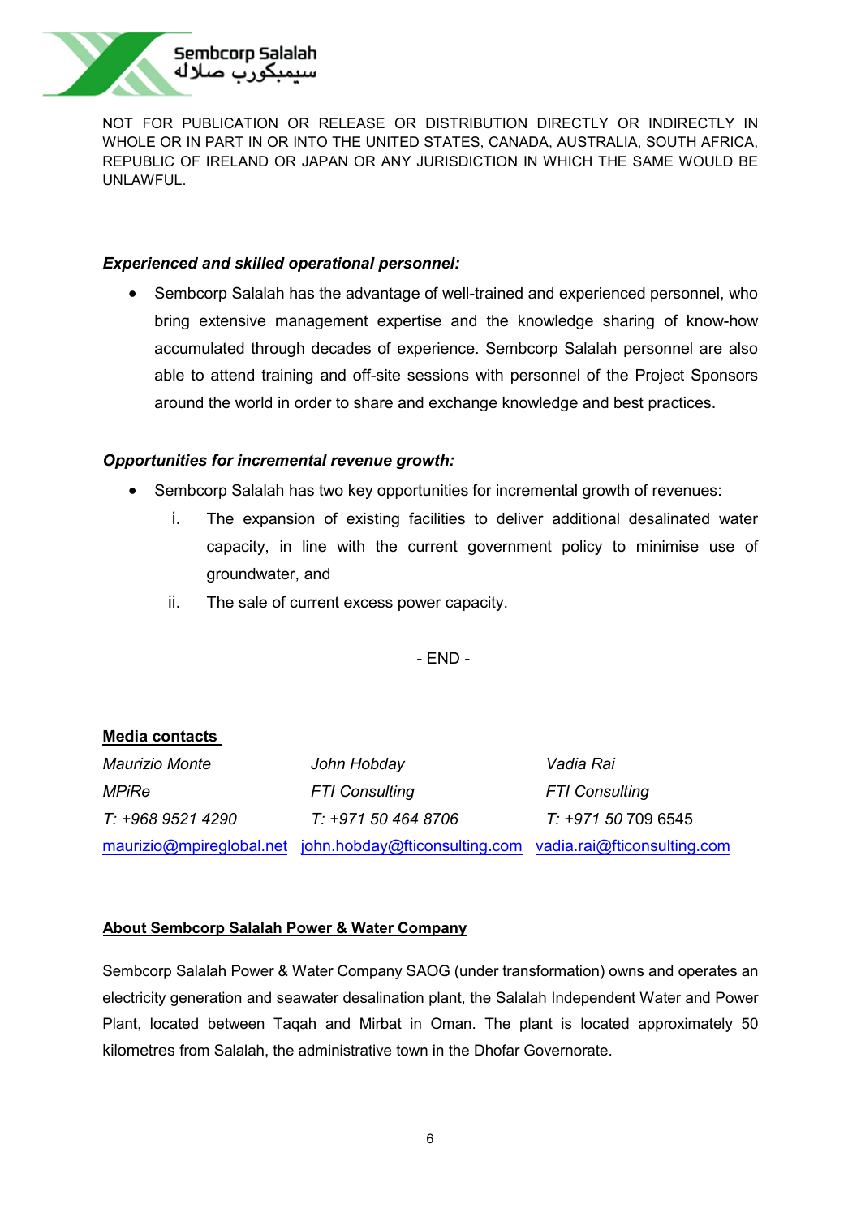NOT FOR PUBLICATION OR RELEASE OR DISTRIBUTION DIRECTLY OR INDIRECTLY IN WHOLE OR IN PART IN OR INTO THE UNITED STATES, CANADA, AUSTRALIA, SOUTH AFRICA, REPUBLIC OF IRELAND OR JAPAN OR ANY JURISDICTION IN WHICH THE SAME WOULD BE UNLAWFUL.

***Experienced and skilled operational personnel:***

- Sembcorp Salalah has the advantage of well-trained and experienced personnel, who bring extensive management expertise and the knowledge sharing of know-how accumulated through decades of experience. Sembcorp Salalah personnel are also able to attend training and off-site sessions with personnel of the Project Sponsors around the world in order to share and exchange knowledge and best practices.

***Opportunities for incremental revenue growth:***

- Sembcorp Salalah has two key opportunities for incremental growth of revenues:
  1. The expansion of existing facilities to deliver additional desalinated water capacity, in line with the current government policy to minimise use of groundwater, and
  2. The sale of current excess power capacity.

- END -

**Media contacts**

| Maurizio Monte | John Hobday | Vadia Rai |
|---|---|---|
| MPiRe | FTI Consulting | FTI Consulting |
| T: +968 9521 4290 | T: +971 50 464 8706 | T: +971 50 709 6545 |
| maurizio@mpireglobal.net | john.hobday@fticonsulting.com | vadia.rai@fticonsulting.com |

**About Sembcorp Salalah Power & Water Company**

Sembcorp Salalah Power & Water Company SAOG (under transformation) owns and operates an electricity generation and seawater desalination plant, the Salalah Independent Water and Power Plant, located between Taqah and Mirbat in Oman. The plant is located approximately 50 kilometres from Salalah, the administrative town in the Dhofar Governorate.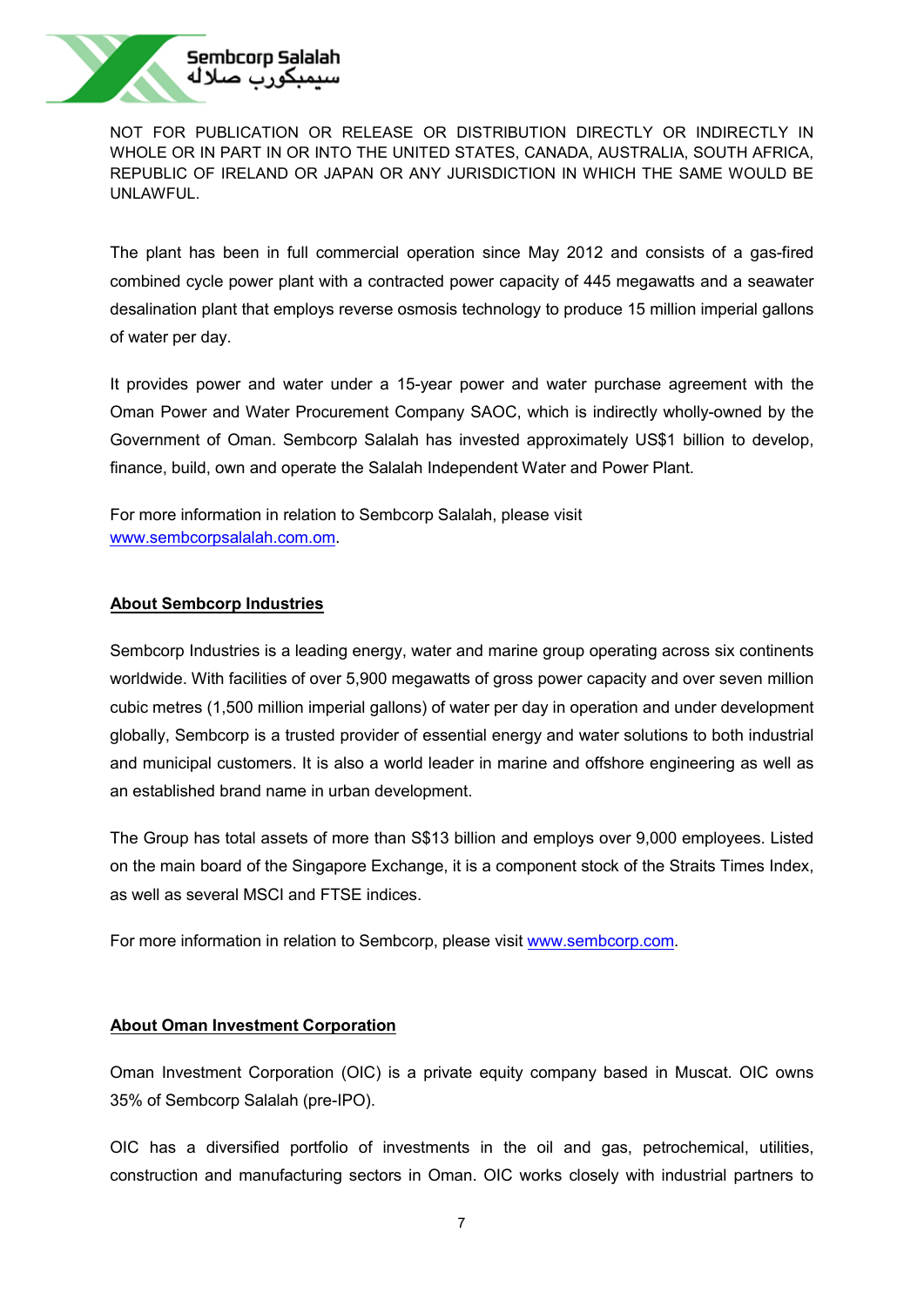NOT FOR PUBLICATION OR RELEASE OR DISTRIBUTION DIRECTLY OR INDIRECTLY IN WHOLE OR IN PART IN OR INTO THE UNITED STATES, CANADA, AUSTRALIA, SOUTH AFRICA, REPUBLIC OF IRELAND OR JAPAN OR ANY JURISDICTION IN WHICH THE SAME WOULD BE UNLAWFUL.

The plant has been in full commercial operation since May 2012 and consists of a gas-fired combined cycle power plant with a contracted power capacity of 445 megawatts and a seawater desalination plant that employs reverse osmosis technology to produce 15 million imperial gallons of water per day.

It provides power and water under a 15-year power and water purchase agreement with the Oman Power and Water Procurement Company SAOC, which is indirectly wholly-owned by the Government of Oman. Sembcorp Salalah has invested approximately US$1 billion to develop, finance, build, own and operate the Salalah Independent Water and Power Plant.

For more information in relation to Sembcorp Salalah, please visit www.sembcorpsalalah.com.om.

## About Sembcorp Industries

Sembcorp Industries is a leading energy, water and marine group operating across six continents worldwide. With facilities of over 5,900 megawatts of gross power capacity and over seven million cubic metres (1,500 million imperial gallons) of water per day in operation and under development globally, Sembcorp is a trusted provider of essential energy and water solutions to both industrial and municipal customers. It is also a world leader in marine and offshore engineering as well as an established brand name in urban development.

The Group has total assets of more than S$13 billion and employs over 9,000 employees. Listed on the main board of the Singapore Exchange, it is a component stock of the Straits Times Index, as well as several MSCI and FTSE indices.

For more information in relation to Sembcorp, please visit www.sembcorp.com.

## About Oman Investment Corporation

Oman Investment Corporation (OIC) is a private equity company based in Muscat. OIC owns 35% of Sembcorp Salalah (pre-IPO).

OIC has a diversified portfolio of investments in the oil and gas, petrochemical, utilities, construction and manufacturing sectors in Oman. OIC works closely with industrial partners to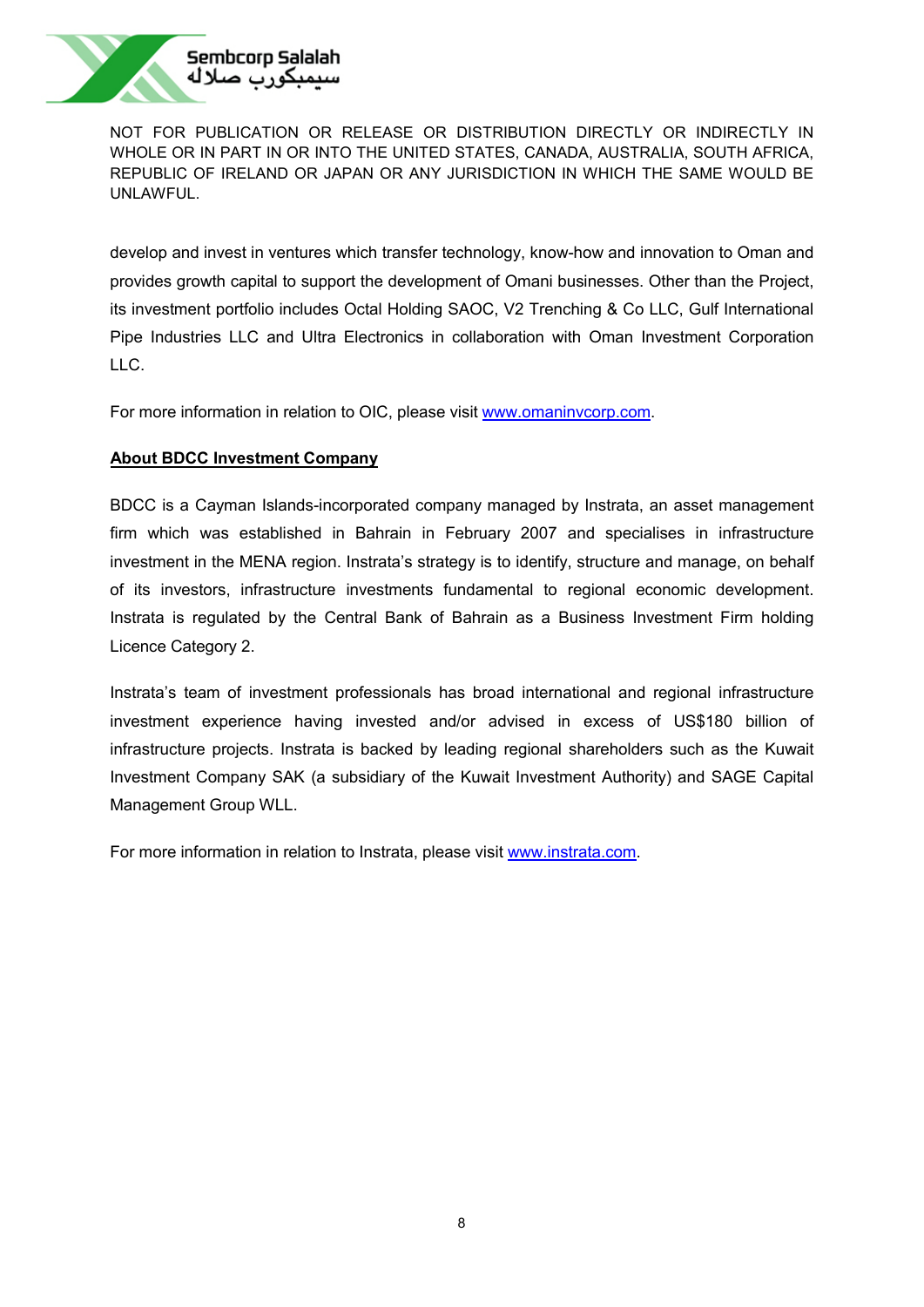NOT FOR PUBLICATION OR RELEASE OR DISTRIBUTION DIRECTLY OR INDIRECTLY IN WHOLE OR IN PART IN OR INTO THE UNITED STATES, CANADA, AUSTRALIA, SOUTH AFRICA, REPUBLIC OF IRELAND OR JAPAN OR ANY JURISDICTION IN WHICH THE SAME WOULD BE UNLAWFUL.

develop and invest in ventures which transfer technology, know-how and innovation to Oman and provides growth capital to support the development of Omani businesses. Other than the Project, its investment portfolio includes Octal Holding SAOC, V2 Trenching & Co LLC, Gulf International Pipe Industries LLC and Ultra Electronics in collaboration with Oman Investment Corporation LLC.

For more information in relation to OIC, please visit www.omaninvcorp.com.

**About BDCC Investment Company**

BDCC is a Cayman Islands-incorporated company managed by Instrata, an asset management firm which was established in Bahrain in February 2007 and specialises in infrastructure investment in the MENA region. Instrata's strategy is to identify, structure and manage, on behalf of its investors, infrastructure investments fundamental to regional economic development. Instrata is regulated by the Central Bank of Bahrain as a Business Investment Firm holding Licence Category 2.

Instrata's team of investment professionals has broad international and regional infrastructure investment experience having invested and/or advised in excess of US$180 billion of infrastructure projects. Instrata is backed by leading regional shareholders such as the Kuwait Investment Company SAK (a subsidiary of the Kuwait Investment Authority) and SAGE Capital Management Group WLL.

For more information in relation to Instrata, please visit www.instrata.com.